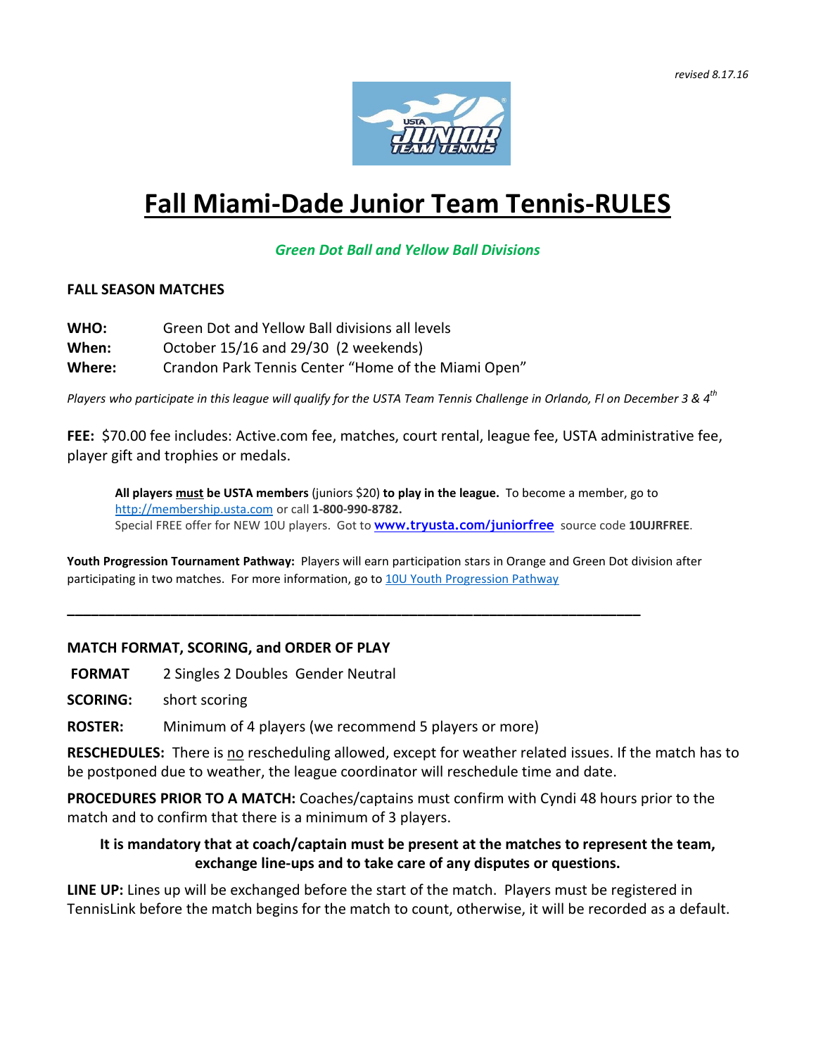*revised 8.17.16*

# Fall Miami-Dade Junior Team Tennis-RULES

***Green Dot Ball and Yellow Ball Divisions***

**FALL SEASON MATCHES**

**WHO:** Green Dot and Yellow Ball divisions all levels
**When:** October 15/16 and 29/30 (2 weekends)
**Where:** Crandon Park Tennis Center "Home of the Miami Open"

*Players who participate in this league will qualify for the USTA Team Tennis Challenge in Orlando, Fl on December 3 & 4th*

**FEE:** $70.00 fee includes: Active.com fee, matches, court rental, league fee, USTA administrative fee, player gift and trophies or medals.

> **All players must be USTA members** (juniors $20) **to play in the league.** To become a member, go to http://membership.usta.com or call **1-800-990-8782.**
> Special FREE offer for NEW 10U players. Got to **www.tryusta.com/juniorfree** source code **10UJRFREE**.

**Youth Progression Tournament Pathway:** Players will earn participation stars in Orange and Green Dot division after participating in two matches. For more information, go to 10U Youth Progression Pathway

---

**MATCH FORMAT, SCORING, and ORDER OF PLAY**

**FORMAT** 2 Singles 2 Doubles Gender Neutral

**SCORING:** short scoring

**ROSTER:** Minimum of 4 players (we recommend 5 players or more)

**RESCHEDULES:** There is no rescheduling allowed, except for weather related issues. If the match has to be postponed due to weather, the league coordinator will reschedule time and date.

**PROCEDURES PRIOR TO A MATCH:** Coaches/captains must confirm with Cyndi 48 hours prior to the match and to confirm that there is a minimum of 3 players.

**It is mandatory that at coach/captain must be present at the matches to represent the team, exchange line-ups and to take care of any disputes or questions.**

**LINE UP:** Lines up will be exchanged before the start of the match. Players must be registered in TennisLink before the match begins for the match to count, otherwise, it will be recorded as a default.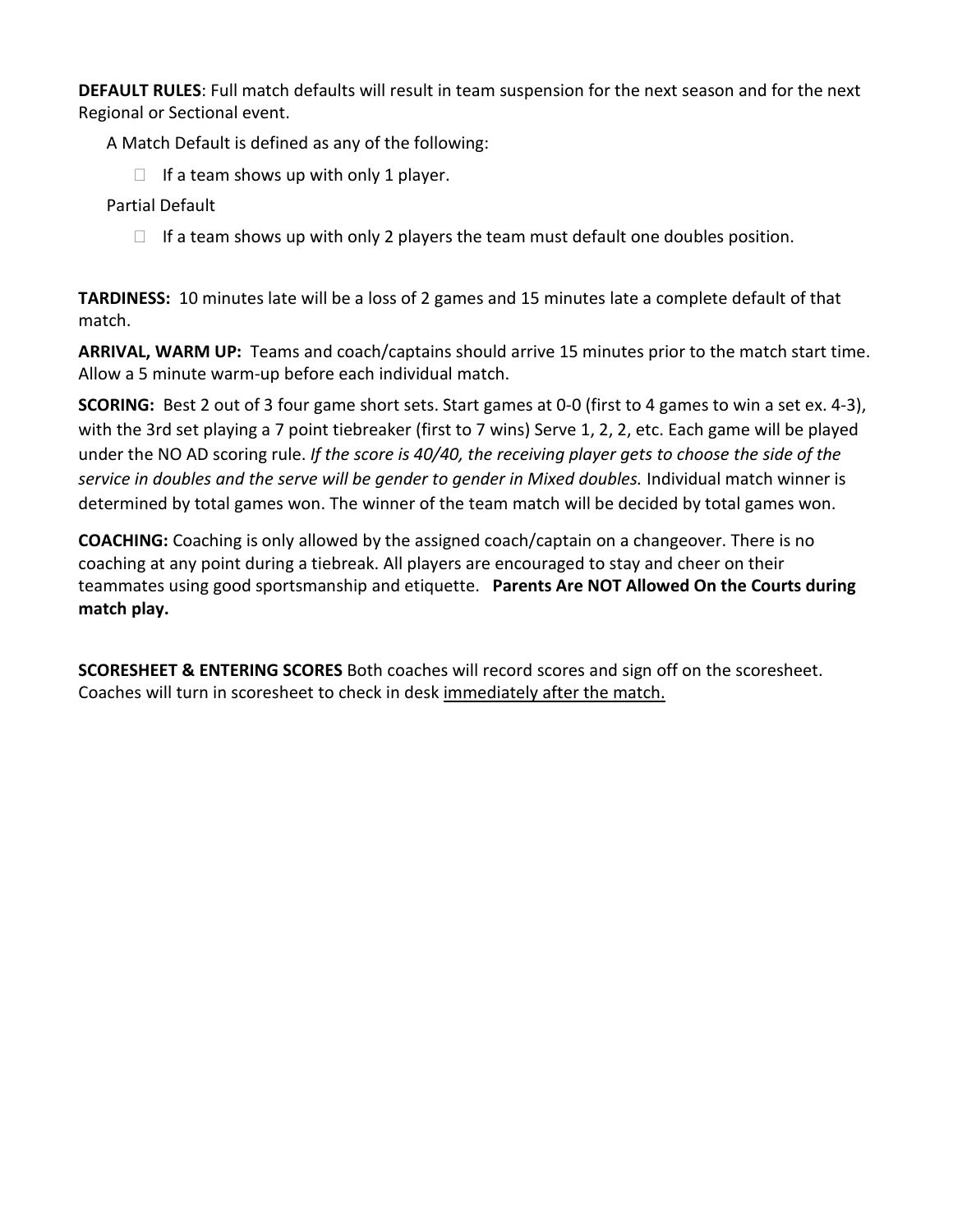**DEFAULT RULES**: Full match defaults will result in team suspension for the next season and for the next Regional or Sectional event.

A Match Default is defined as any of the following:

- If a team shows up with only 1 player.

Partial Default

- If a team shows up with only 2 players the team must default one doubles position.

**TARDINESS:** 10 minutes late will be a loss of 2 games and 15 minutes late a complete default of that match.

**ARRIVAL, WARM UP:** Teams and coach/captains should arrive 15 minutes prior to the match start time. Allow a 5 minute warm-up before each individual match.

**SCORING:** Best 2 out of 3 four game short sets. Start games at 0-0 (first to 4 games to win a set ex. 4-3), with the 3rd set playing a 7 point tiebreaker (first to 7 wins) Serve 1, 2, 2, etc. Each game will be played under the NO AD scoring rule. *If the score is 40/40, the receiving player gets to choose the side of the service in doubles and the serve will be gender to gender in Mixed doubles.* Individual match winner is determined by total games won. The winner of the team match will be decided by total games won.

**COACHING:** Coaching is only allowed by the assigned coach/captain on a changeover. There is no coaching at any point during a tiebreak. All players are encouraged to stay and cheer on their teammates using good sportsmanship and etiquette. **Parents Are NOT Allowed On the Courts during match play.**

**SCORESHEET & ENTERING SCORES** Both coaches will record scores and sign off on the scoresheet. Coaches will turn in scoresheet to check in desk <u>immediately after the match.</u>